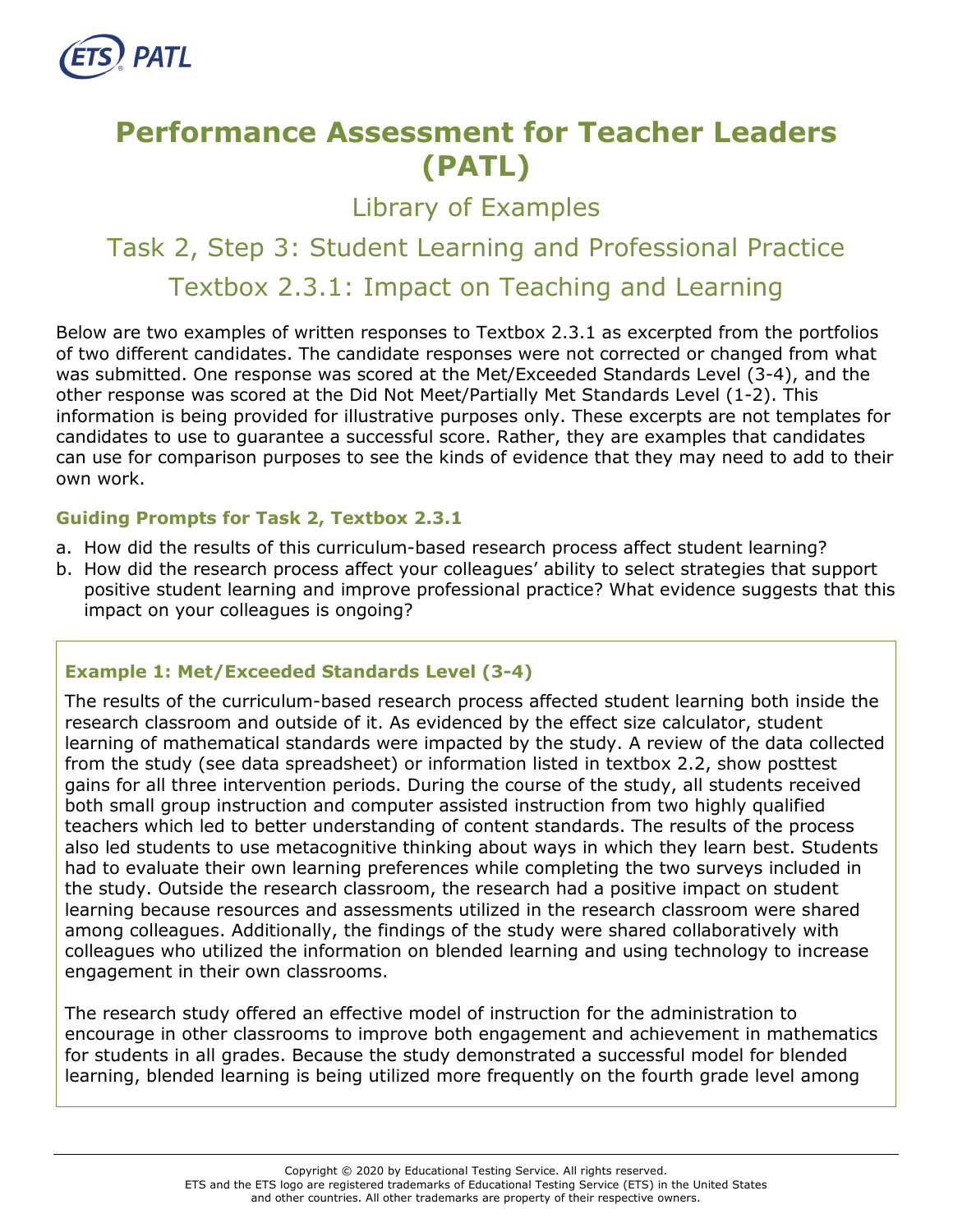# Performance Assessment for Teacher Leaders (PATL)

## Library of Examples

## Task 2, Step 3: Student Learning and Professional Practice

## Textbox 2.3.1: Impact on Teaching and Learning

Below are two examples of written responses to Textbox 2.3.1 as excerpted from the portfolios of two different candidates. The candidate responses were not corrected or changed from what was submitted. One response was scored at the Met/Exceeded Standards Level (3-4), and the other response was scored at the Did Not Meet/Partially Met Standards Level (1-2). This information is being provided for illustrative purposes only. These excerpts are not templates for candidates to use to guarantee a successful score. Rather, they are examples that candidates can use for comparison purposes to see the kinds of evidence that they may need to add to their own work.

### Guiding Prompts for Task 2, Textbox 2.3.1

a. How did the results of this curriculum-based research process affect student learning?
b. How did the research process affect your colleagues' ability to select strategies that support positive student learning and improve professional practice? What evidence suggests that this impact on your colleagues is ongoing?

### Example 1: Met/Exceeded Standards Level (3-4)

The results of the curriculum-based research process affected student learning both inside the research classroom and outside of it. As evidenced by the effect size calculator, student learning of mathematical standards were impacted by the study. A review of the data collected from the study (see data spreadsheet) or information listed in textbox 2.2, show posttest gains for all three intervention periods. During the course of the study, all students received both small group instruction and computer assisted instruction from two highly qualified teachers which led to better understanding of content standards. The results of the process also led students to use metacognitive thinking about ways in which they learn best. Students had to evaluate their own learning preferences while completing the two surveys included in the study. Outside the research classroom, the research had a positive impact on student learning because resources and assessments utilized in the research classroom were shared among colleagues. Additionally, the findings of the study were shared collaboratively with colleagues who utilized the information on blended learning and using technology to increase engagement in their own classrooms.

The research study offered an effective model of instruction for the administration to encourage in other classrooms to improve both engagement and achievement in mathematics for students in all grades. Because the study demonstrated a successful model for blended learning, blended learning is being utilized more frequently on the fourth grade level among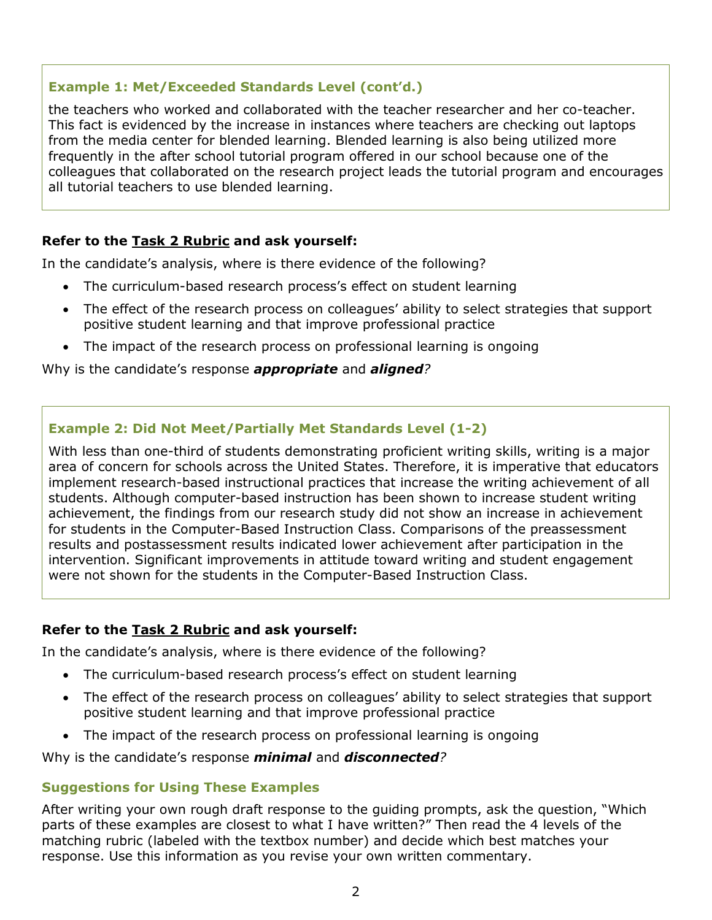### Example 1: Met/Exceeded Standards Level (cont'd.)

the teachers who worked and collaborated with the teacher researcher and her co-teacher. This fact is evidenced by the increase in instances where teachers are checking out laptops from the media center for blended learning. Blended learning is also being utilized more frequently in the after school tutorial program offered in our school because one of the colleagues that collaborated on the research project leads the tutorial program and encourages all tutorial teachers to use blended learning.

**Refer to the Task 2 Rubric and ask yourself:**

In the candidate's analysis, where is there evidence of the following?

- The curriculum-based research process's effect on student learning
- The effect of the research process on colleagues' ability to select strategies that support positive student learning and that improve professional practice
- The impact of the research process on professional learning is ongoing

Why is the candidate's response ***appropriate*** and ***aligned****?*

### Example 2: Did Not Meet/Partially Met Standards Level (1-2)

With less than one-third of students demonstrating proficient writing skills, writing is a major area of concern for schools across the United States. Therefore, it is imperative that educators implement research-based instructional practices that increase the writing achievement of all students. Although computer-based instruction has been shown to increase student writing achievement, the findings from our research study did not show an increase in achievement for students in the Computer-Based Instruction Class. Comparisons of the preassessment results and postassessment results indicated lower achievement after participation in the intervention. Significant improvements in attitude toward writing and student engagement were not shown for the students in the Computer-Based Instruction Class.

**Refer to the Task 2 Rubric and ask yourself:**

In the candidate's analysis, where is there evidence of the following?

- The curriculum-based research process's effect on student learning
- The effect of the research process on colleagues' ability to select strategies that support positive student learning and that improve professional practice
- The impact of the research process on professional learning is ongoing

Why is the candidate's response ***minimal*** and ***disconnected****?*

### Suggestions for Using These Examples

After writing your own rough draft response to the guiding prompts, ask the question, "Which parts of these examples are closest to what I have written?" Then read the 4 levels of the matching rubric (labeled with the textbox number) and decide which best matches your response. Use this information as you revise your own written commentary.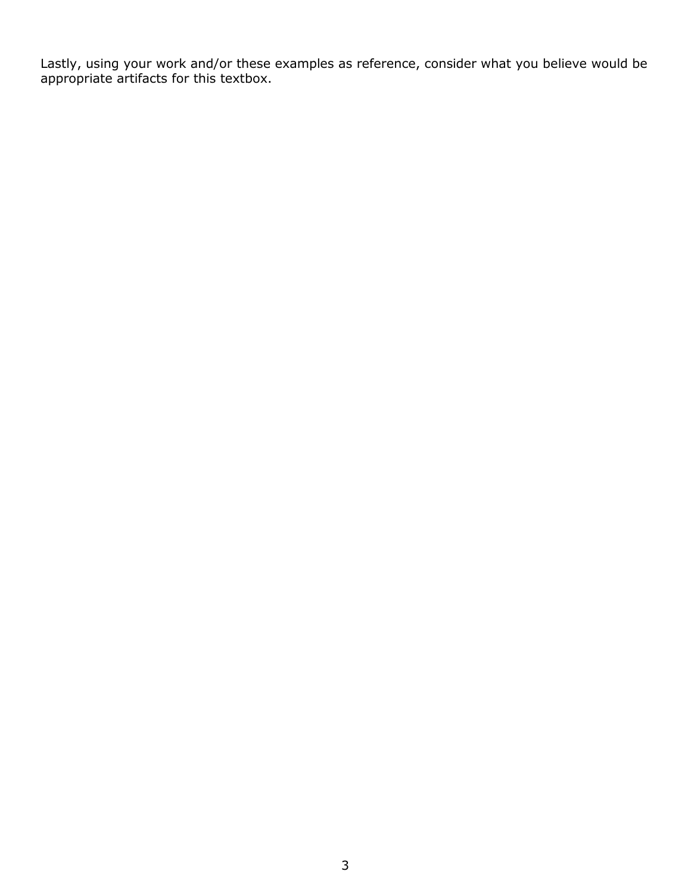Lastly, using your work and/or these examples as reference, consider what you believe would be appropriate artifacts for this textbox.